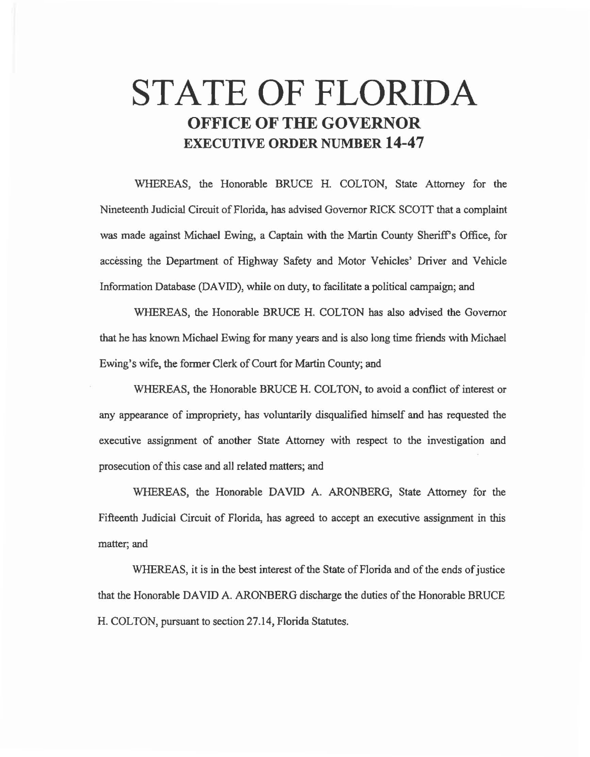# STATE OF FLORIDA

## OFFICE OF THE GOVERNOR

## EXECUTIVE ORDER NUMBER 14-47

WHEREAS, the Honorable BRUCE H. COLTON, State Attorney for the Nineteenth Judicial Circuit of Florida, has advised Governor RICK SCOTT that a complaint was made against Michael Ewing, a Captain with the Martin County Sheriff's Office, for accessing the Department of Highway Safety and Motor Vehicles' Driver and Vehicle Information Database (DAVID), while on duty, to facilitate a political campaign; and

WHEREAS, the Honorable BRUCE H. COLTON has also advised the Governor that he has known Michael Ewing for many years and is also long time friends with Michael Ewing's wife, the former Clerk of Court for Martin County; and

WHEREAS, the Honorable BRUCE H. COLTON, to avoid a conflict of interest or any appearance of impropriety, has voluntarily disqualified himself and has requested the executive assignment of another State Attorney with respect to the investigation and prosecution of this case and all related matters; and

WHEREAS, the Honorable DAVID A. ARONBERG, State Attorney for the Fifteenth Judicial Circuit of Florida, has agreed to accept an executive assignment in this matter; and

WHEREAS, it is in the best interest of the State of Florida and of the ends of justice that the Honorable DAVID A. ARONBERG discharge the duties of the Honorable BRUCE H. COLTON, pursuant to section 27.14, Florida Statutes.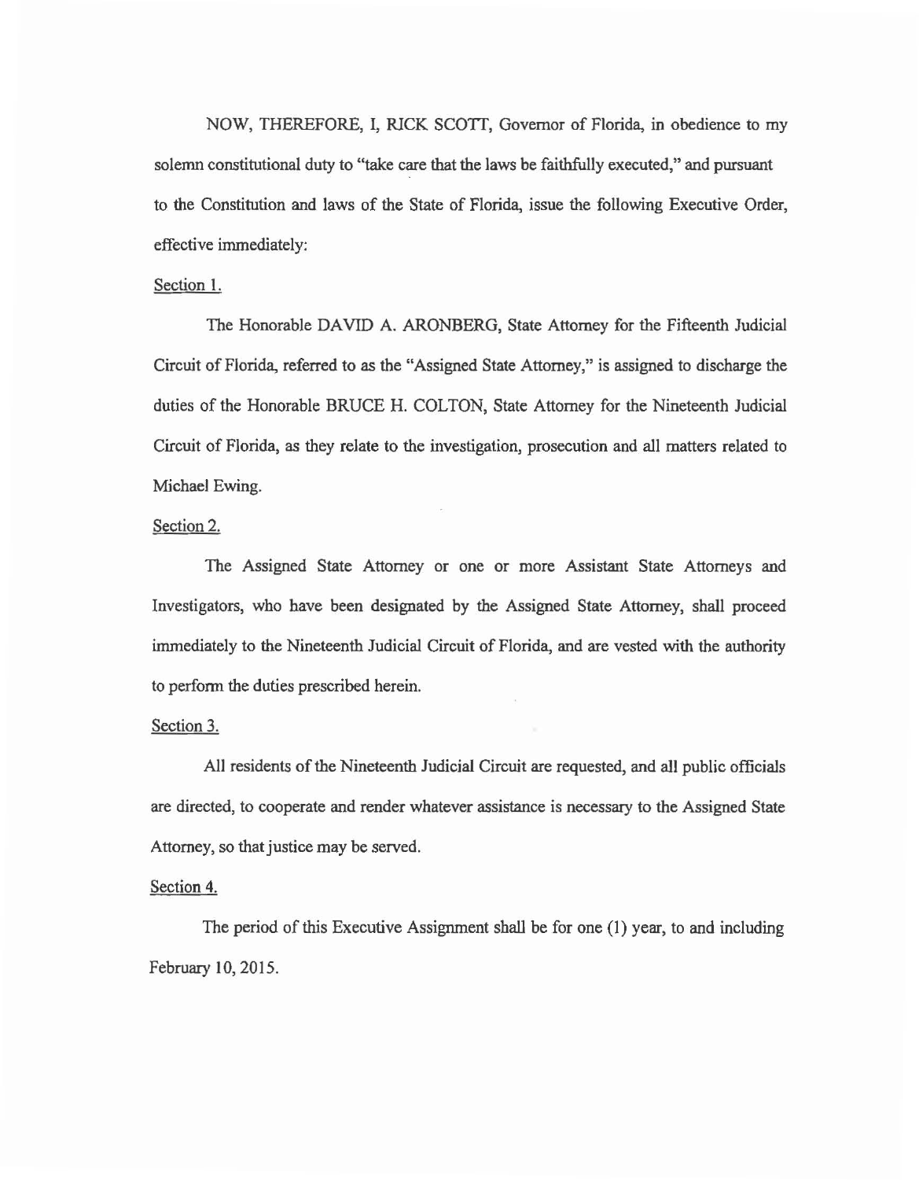NOW, THEREFORE, I, RICK SCOTT, Governor of Florida, in obedience to my solemn constitutional duty to "take care that the laws be faithfully executed," and pursuant to the Constitution and laws of the State of Florida, issue the following Executive Order, effective immediately:

Section 1.

The Honorable DAVID A. ARONBERG, State Attorney for the Fifteenth Judicial Circuit of Florida, referred to as the "Assigned State Attorney," is assigned to discharge the duties of the Honorable BRUCE H. COLTON, State Attorney for the Nineteenth Judicial Circuit of Florida, as they relate to the investigation, prosecution and all matters related to Michael Ewing.

Section 2.

The Assigned State Attorney or one or more Assistant State Attorneys and Investigators, who have been designated by the Assigned State Attorney, shall proceed immediately to the Nineteenth Judicial Circuit of Florida, and are vested with the authority to perform the duties prescribed herein.

Section 3.

All residents of the Nineteenth Judicial Circuit are requested, and all public officials are directed, to cooperate and render whatever assistance is necessary to the Assigned State Attorney, so that justice may be served.

Section 4.

The period of this Executive Assignment shall be for one (1) year, to and including February 10, 2015.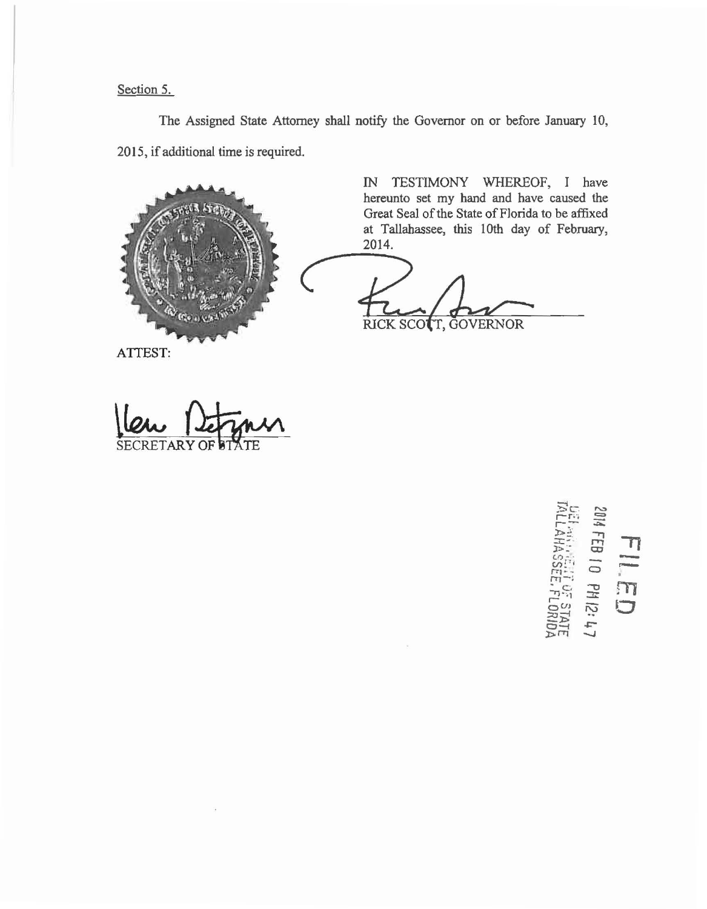Section 5.

The Assigned State Attorney shall notify the Governor on or before January 10, 2015, if additional time is required.

IN TESTIMONY WHEREOF, I have hereunto set my hand and have caused the Great Seal of the State of Florida to be affixed at Tallahassee, this 10th day of February, 2014.

RICK SCOTT, GOVERNOR

ATTEST:

SECRETARY OF STATE

FILED

2014 FEB 10 PM 12: 47

DEPARTMENT OF STATE
TALLAHASSEE, FLORIDA